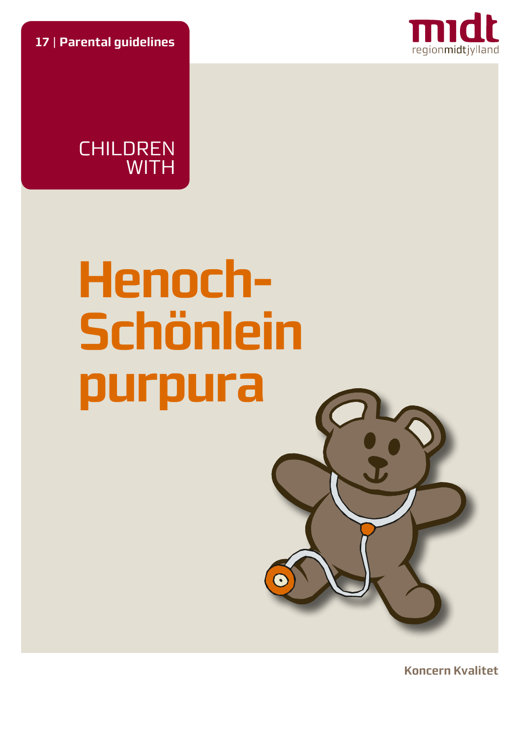**17 | Parental guidelines**

midt
regionmidtjylland

CHILDREN WITH

# Henoch-Schönlein purpura

**Koncern Kvalitet**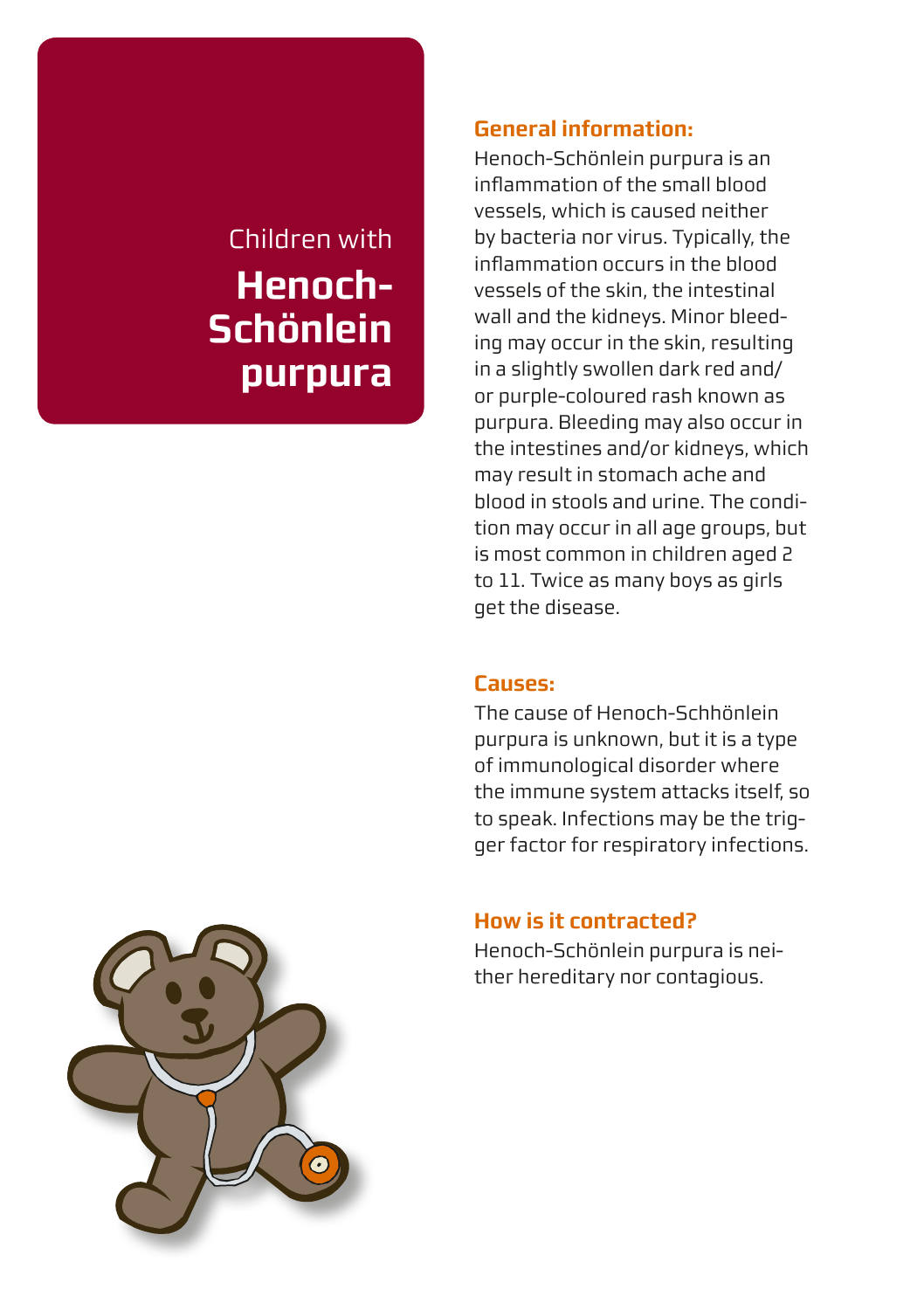# Children with Henoch-Schönlein purpura

## General information:

Henoch-Schönlein purpura is an inflammation of the small blood vessels, which is caused neither by bacteria nor virus. Typically, the inflammation occurs in the blood vessels of the skin, the intestinal wall and the kidneys. Minor bleeding may occur in the skin, resulting in a slightly swollen dark red and/or purple-coloured rash known as purpura. Bleeding may also occur in the intestines and/or kidneys, which may result in stomach ache and blood in stools and urine. The condition may occur in all age groups, but is most common in children aged 2 to 11. Twice as many boys as girls get the disease.

## Causes:

The cause of Henoch-Schhönlein purpura is unknown, but it is a type of immunological disorder where the immune system attacks itself, so to speak. Infections may be the trigger factor for respiratory infections.

## How is it contracted?

Henoch-Schönlein purpura is neither hereditary nor contagious.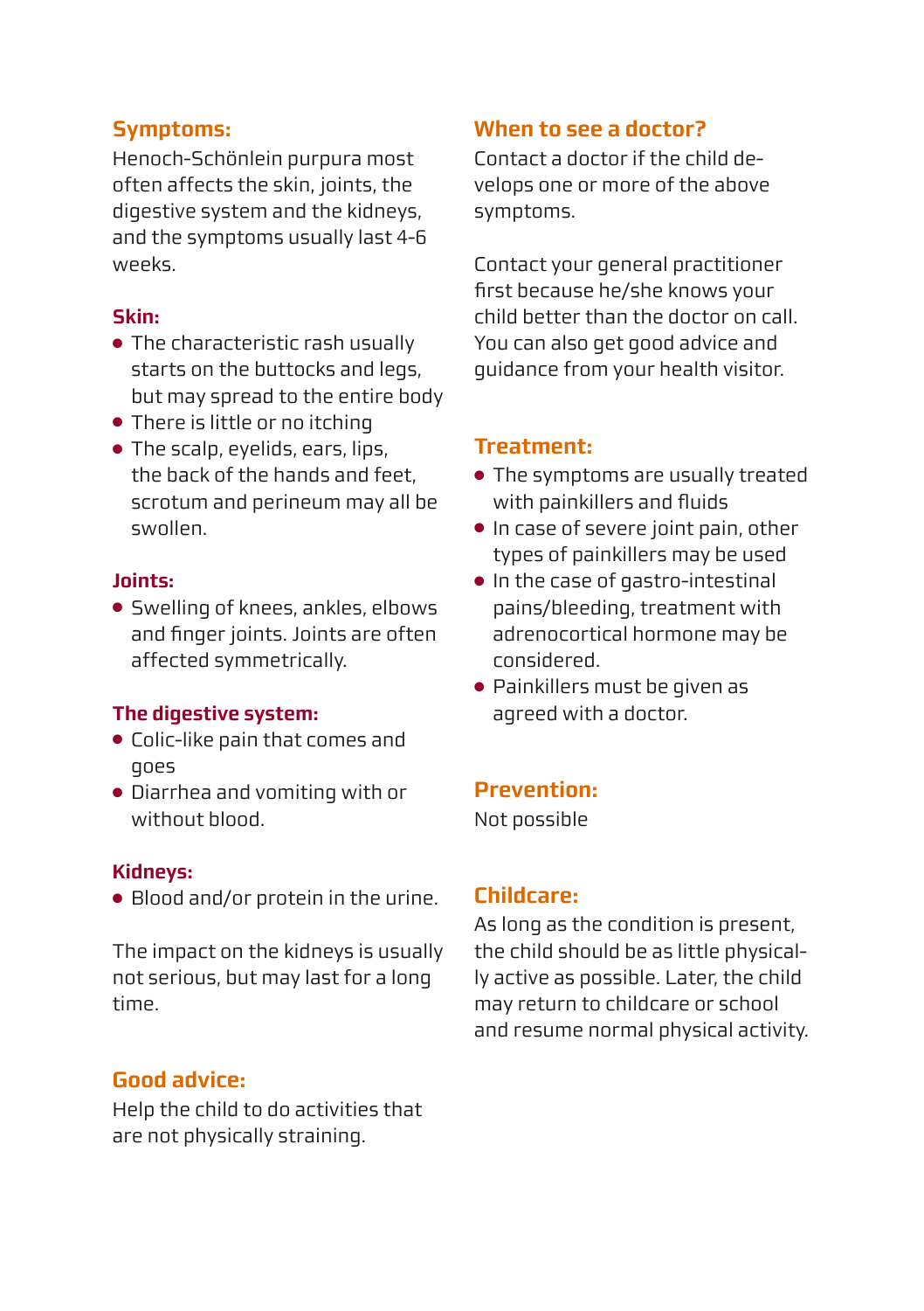## Symptoms:

Henoch-Schönlein purpura most often affects the skin, joints, the digestive system and the kidneys, and the symptoms usually last 4-6 weeks.

### Skin:

- The characteristic rash usually starts on the buttocks and legs, but may spread to the entire body
- There is little or no itching
- The scalp, eyelids, ears, lips, the back of the hands and feet, scrotum and perineum may all be swollen.

### Joints:

- Swelling of knees, ankles, elbows and finger joints. Joints are often affected symmetrically.

### The digestive system:

- Colic-like pain that comes and goes
- Diarrhea and vomiting with or without blood.

### Kidneys:

- Blood and/or protein in the urine.

The impact on the kidneys is usually not serious, but may last for a long time.

## Good advice:

Help the child to do activities that are not physically straining.

## When to see a doctor?

Contact a doctor if the child develops one or more of the above symptoms.

Contact your general practitioner first because he/she knows your child better than the doctor on call. You can also get good advice and guidance from your health visitor.

## Treatment:

- The symptoms are usually treated with painkillers and fluids
- In case of severe joint pain, other types of painkillers may be used
- In the case of gastro-intestinal pains/bleeding, treatment with adrenocortical hormone may be considered.
- Painkillers must be given as agreed with a doctor.

## Prevention:

Not possible

## Childcare:

As long as the condition is present, the child should be as little physically active as possible. Later, the child may return to childcare or school and resume normal physical activity.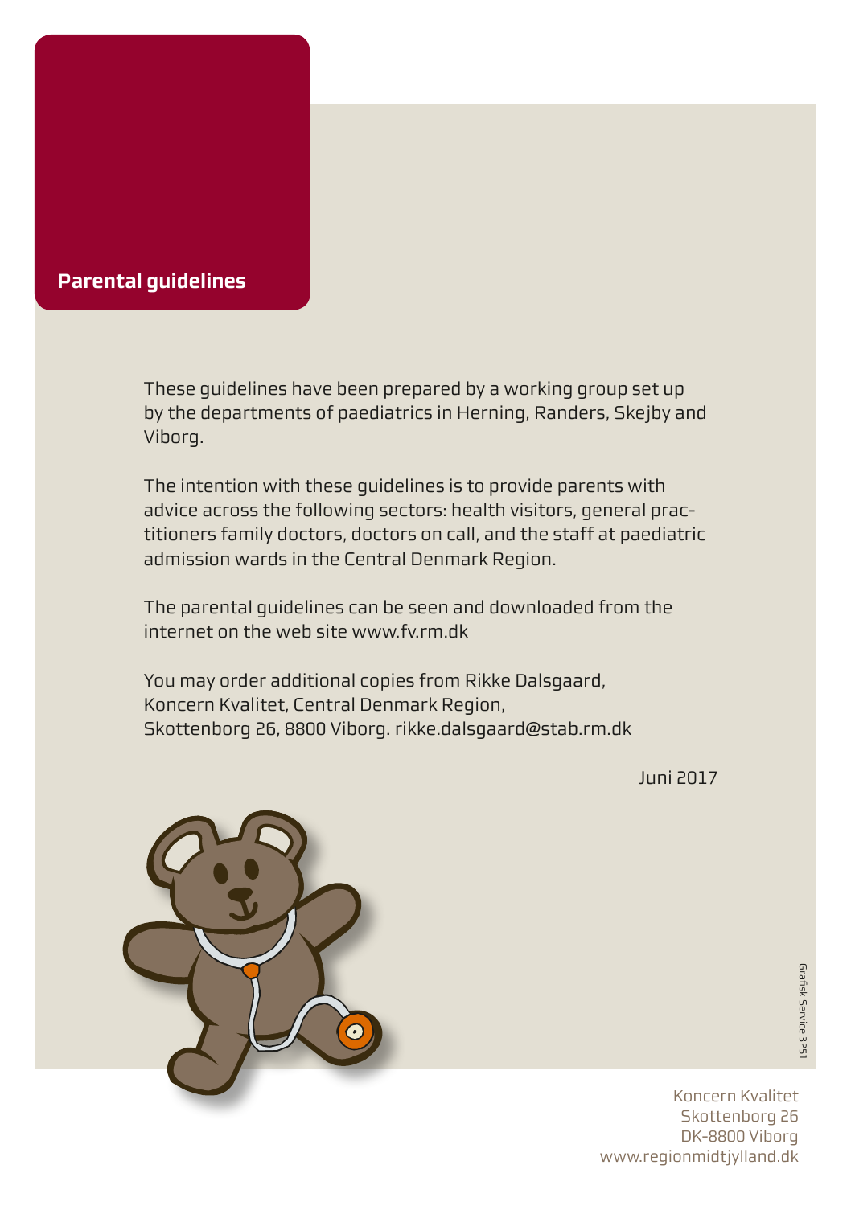## Parental guidelines

These guidelines have been prepared by a working group set up by the departments of paediatrics in Herning, Randers, Skejby and Viborg.

The intention with these guidelines is to provide parents with advice across the following sectors: health visitors, general practitioners family doctors, doctors on call, and the staff at paediatric admission wards in the Central Denmark Region.

The parental guidelines can be seen and downloaded from the internet on the web site www.fv.rm.dk

You may order additional copies from Rikke Dalsgaard,
Koncern Kvalitet, Central Denmark Region,
Skottenborg 26, 8800 Viborg. rikke.dalsgaard@stab.rm.dk

Juni 2017

Grafisk Service 3251

Koncern Kvalitet
Skottenborg 26
DK-8800 Viborg
www.regionmidtjylland.dk